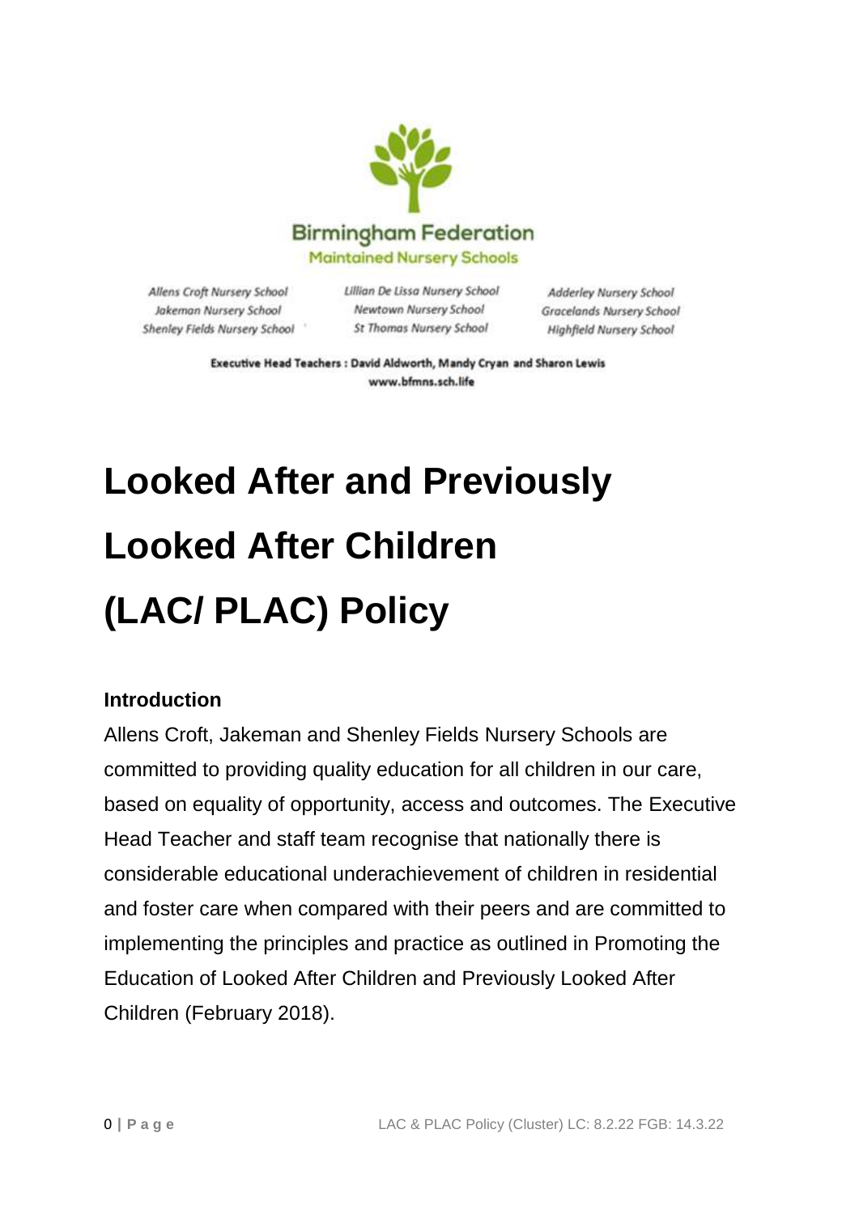Birmingham Federation
Maintained Nursery Schools

Allens Croft Nursery School
Jakeman Nursery School
Shenley Fields Nursery School

Lillian De Lissa Nursery School
Newtown Nursery School
St Thomas Nursery School

Adderley Nursery School
Gracelands Nursery School
Highfield Nursery School

**Executive Head Teachers : David Aldworth, Mandy Cryan and Sharon Lewis**
**www.bfmns.sch.life**

# Looked After and Previously Looked After Children (LAC/ PLAC) Policy

## Introduction

Allens Croft, Jakeman and Shenley Fields Nursery Schools are committed to providing quality education for all children in our care, based on equality of opportunity, access and outcomes. The Executive Head Teacher and staff team recognise that nationally there is considerable educational underachievement of children in residential and foster care when compared with their peers and are committed to implementing the principles and practice as outlined in Promoting the Education of Looked After Children and Previously Looked After Children (February 2018).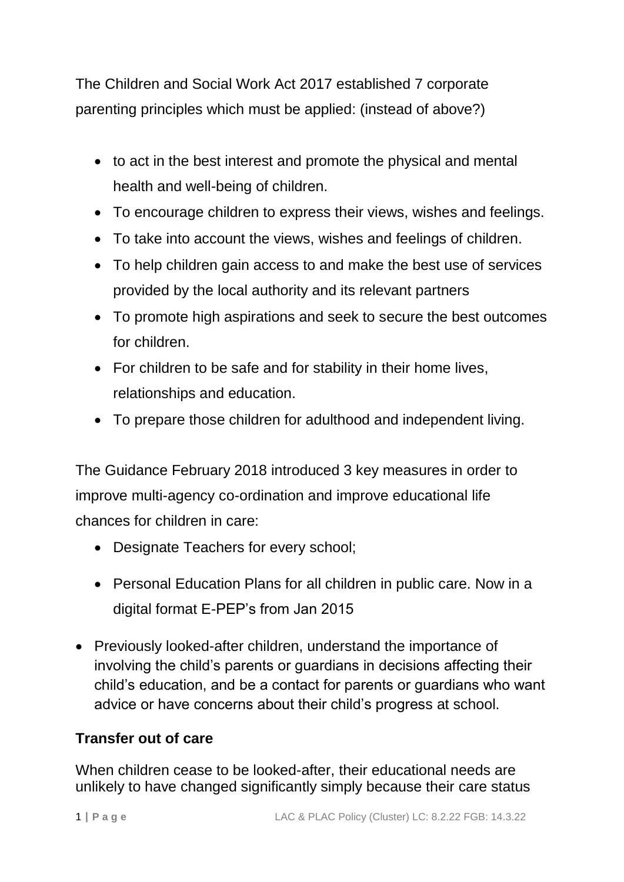The Children and Social Work Act 2017 established 7 corporate parenting principles which must be applied: (instead of above?)

- to act in the best interest and promote the physical and mental health and well-being of children.
- To encourage children to express their views, wishes and feelings.
- To take into account the views, wishes and feelings of children.
- To help children gain access to and make the best use of services provided by the local authority and its relevant partners
- To promote high aspirations and seek to secure the best outcomes for children.
- For children to be safe and for stability in their home lives, relationships and education.
- To prepare those children for adulthood and independent living.

The Guidance February 2018 introduced 3 key measures in order to improve multi-agency co-ordination and improve educational life chances for children in care:

- Designate Teachers for every school;
- Personal Education Plans for all children in public care. Now in a digital format E-PEP's from Jan 2015

- Previously looked-after children, understand the importance of involving the child's parents or guardians in decisions affecting their child's education, and be a contact for parents or guardians who want advice or have concerns about their child's progress at school.

**Transfer out of care**

When children cease to be looked-after, their educational needs are unlikely to have changed significantly simply because their care status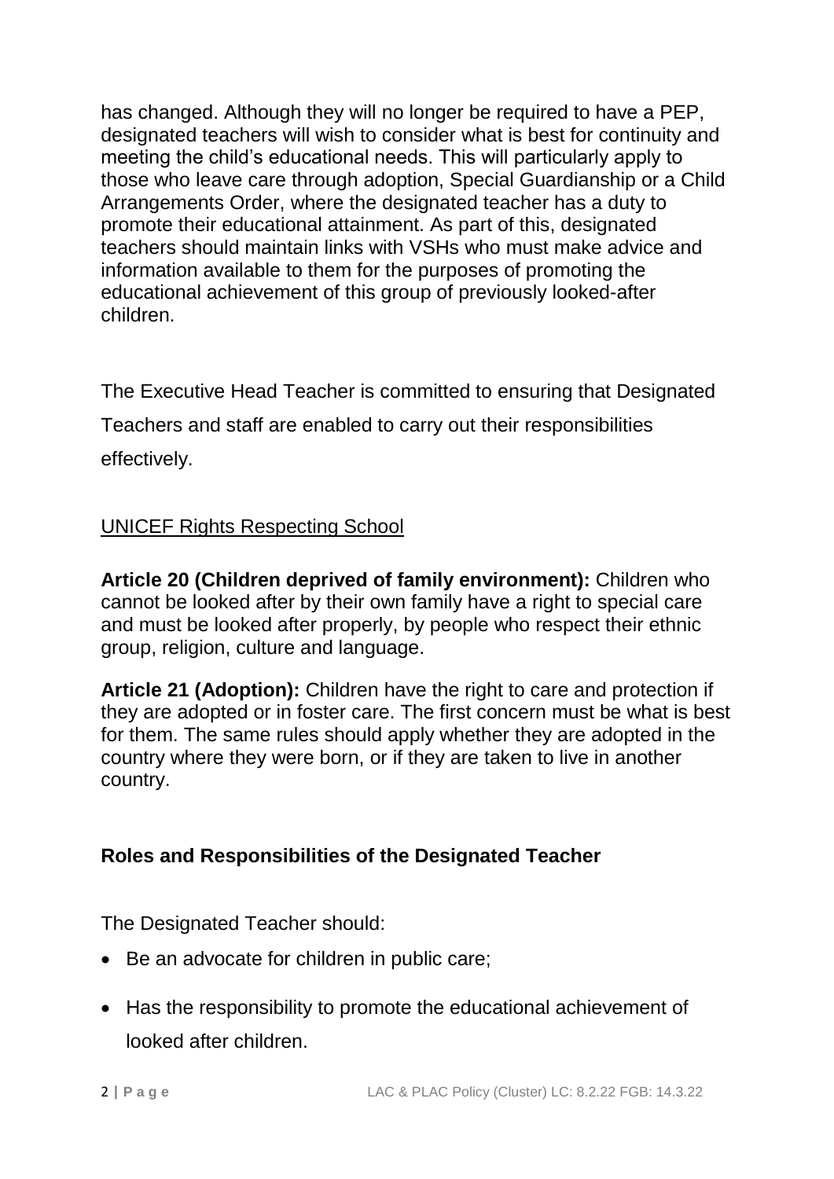has changed. Although they will no longer be required to have a PEP, designated teachers will wish to consider what is best for continuity and meeting the child's educational needs. This will particularly apply to those who leave care through adoption, Special Guardianship or a Child Arrangements Order, where the designated teacher has a duty to promote their educational attainment. As part of this, designated teachers should maintain links with VSHs who must make advice and information available to them for the purposes of promoting the educational achievement of this group of previously looked-after children.

The Executive Head Teacher is committed to ensuring that Designated Teachers and staff are enabled to carry out their responsibilities effectively.

<u>UNICEF Rights Respecting School</u>

**Article 20 (Children deprived of family environment):** Children who cannot be looked after by their own family have a right to special care and must be looked after properly, by people who respect their ethnic group, religion, culture and language.

**Article 21 (Adoption):** Children have the right to care and protection if they are adopted or in foster care. The first concern must be what is best for them. The same rules should apply whether they are adopted in the country where they were born, or if they are taken to live in another country.

## Roles and Responsibilities of the Designated Teacher

The Designated Teacher should:

- Be an advocate for children in public care;
- Has the responsibility to promote the educational achievement of looked after children.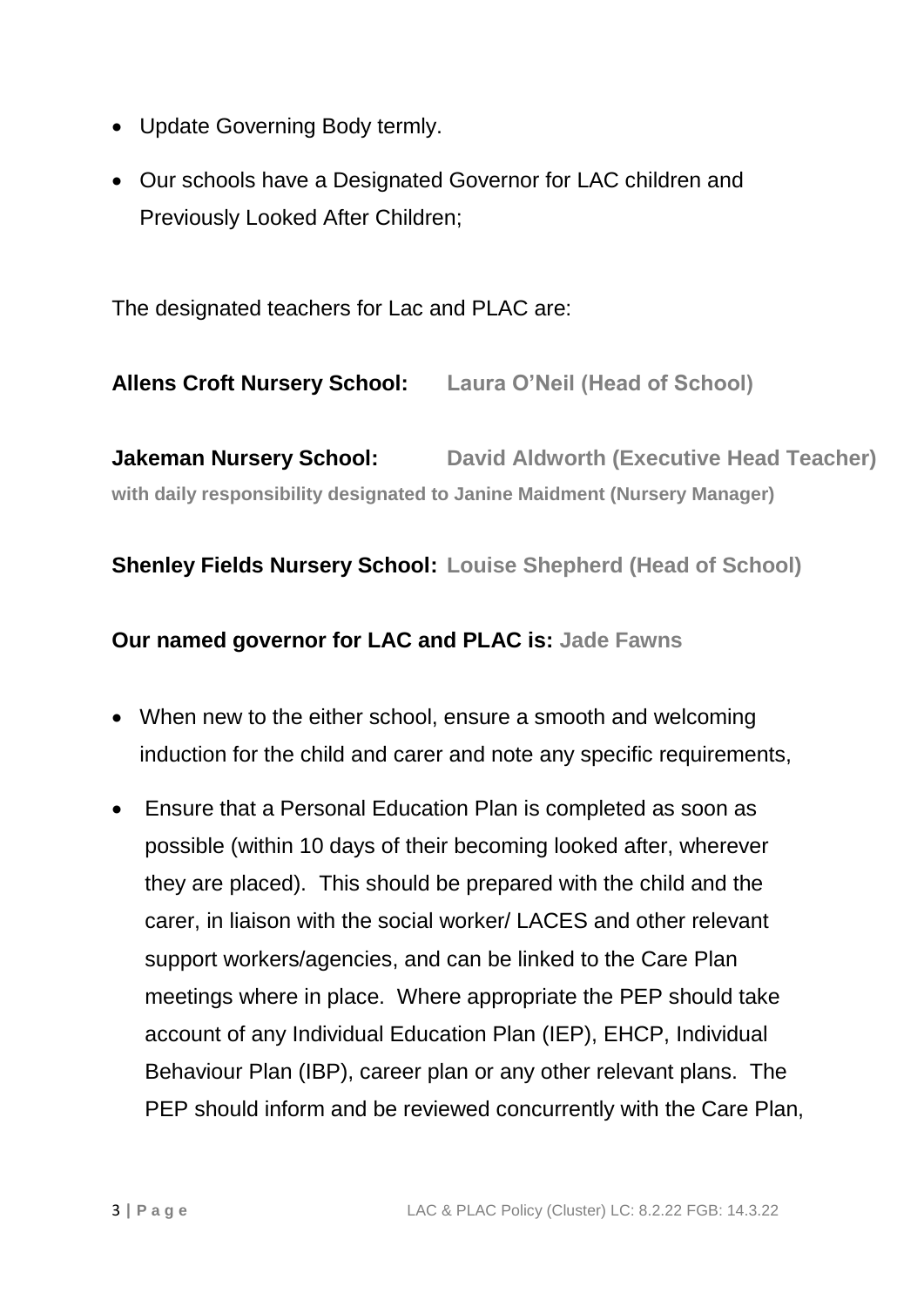- Update Governing Body termly.
- Our schools have a Designated Governor for LAC children and Previously Looked After Children;

The designated teachers for Lac and PLAC are:

**Allens Croft Nursery School:** **Laura O'Neil (Head of School)**

**Jakeman Nursery School:** **David Aldworth (Executive Head Teacher)** **with daily responsibility designated to Janine Maidment (Nursery Manager)**

**Shenley Fields Nursery School:** **Louise Shepherd (Head of School)**

**Our named governor for LAC and PLAC is:** **Jade Fawns**

- When new to the either school, ensure a smooth and welcoming induction for the child and carer and note any specific requirements,
- Ensure that a Personal Education Plan is completed as soon as possible (within 10 days of their becoming looked after, wherever they are placed). This should be prepared with the child and the carer, in liaison with the social worker/ LACES and other relevant support workers/agencies, and can be linked to the Care Plan meetings where in place. Where appropriate the PEP should take account of any Individual Education Plan (IEP), EHCP, Individual Behaviour Plan (IBP), career plan or any other relevant plans. The PEP should inform and be reviewed concurrently with the Care Plan,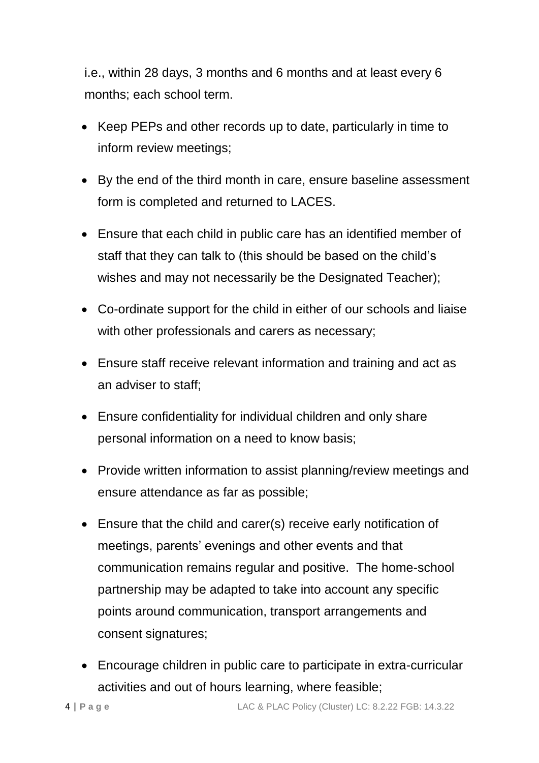i.e., within 28 days, 3 months and 6 months and at least every 6 months; each school term.

- Keep PEPs and other records up to date, particularly in time to inform review meetings;
- By the end of the third month in care, ensure baseline assessment form is completed and returned to LACES.
- Ensure that each child in public care has an identified member of staff that they can talk to (this should be based on the child's wishes and may not necessarily be the Designated Teacher);
- Co-ordinate support for the child in either of our schools and liaise with other professionals and carers as necessary;
- Ensure staff receive relevant information and training and act as an adviser to staff;
- Ensure confidentiality for individual children and only share personal information on a need to know basis;
- Provide written information to assist planning/review meetings and ensure attendance as far as possible;
- Ensure that the child and carer(s) receive early notification of meetings, parents' evenings and other events and that communication remains regular and positive. The home-school partnership may be adapted to take into account any specific points around communication, transport arrangements and consent signatures;
- Encourage children in public care to participate in extra-curricular activities and out of hours learning, where feasible;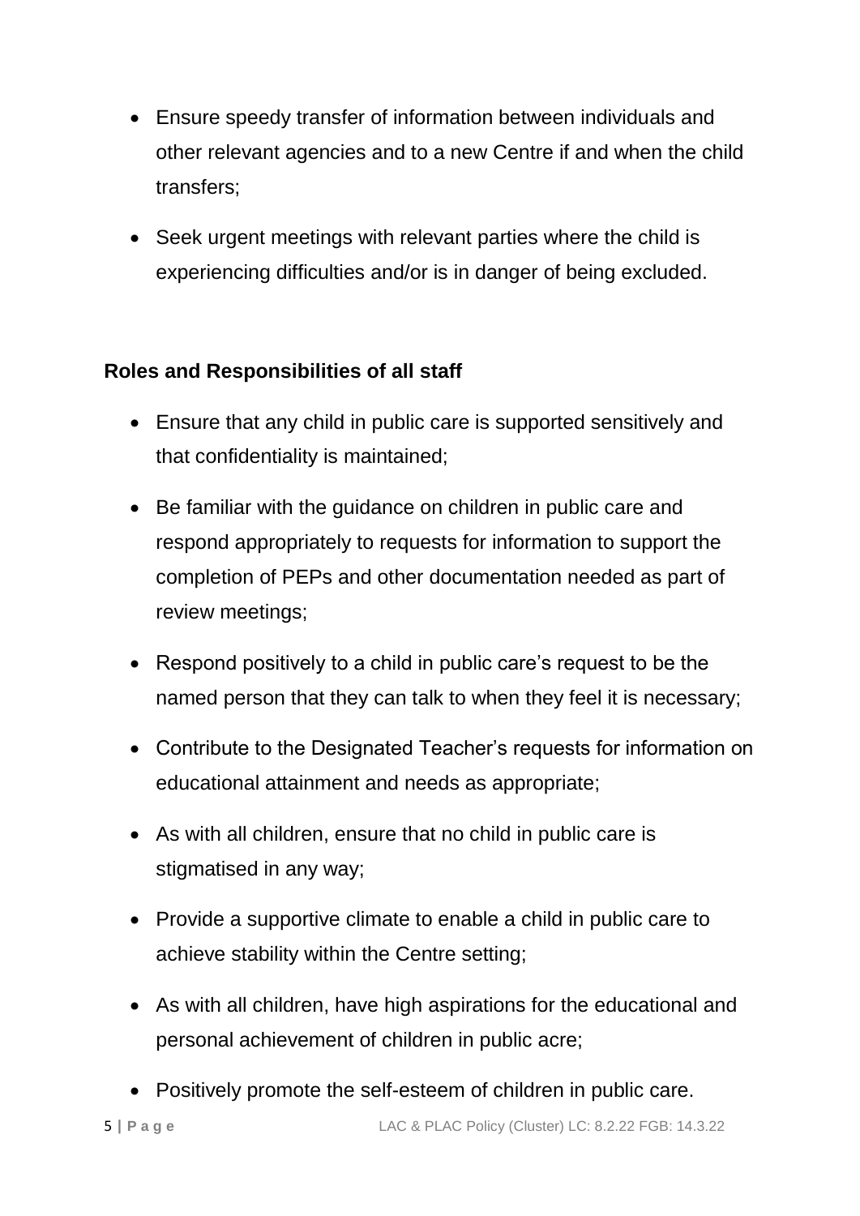- Ensure speedy transfer of information between individuals and other relevant agencies and to a new Centre if and when the child transfers;
- Seek urgent meetings with relevant parties where the child is experiencing difficulties and/or is in danger of being excluded.

**Roles and Responsibilities of all staff**

- Ensure that any child in public care is supported sensitively and that confidentiality is maintained;
- Be familiar with the guidance on children in public care and respond appropriately to requests for information to support the completion of PEPs and other documentation needed as part of review meetings;
- Respond positively to a child in public care's request to be the named person that they can talk to when they feel it is necessary;
- Contribute to the Designated Teacher's requests for information on educational attainment and needs as appropriate;
- As with all children, ensure that no child in public care is stigmatised in any way;
- Provide a supportive climate to enable a child in public care to achieve stability within the Centre setting;
- As with all children, have high aspirations for the educational and personal achievement of children in public acre;
- Positively promote the self-esteem of children in public care.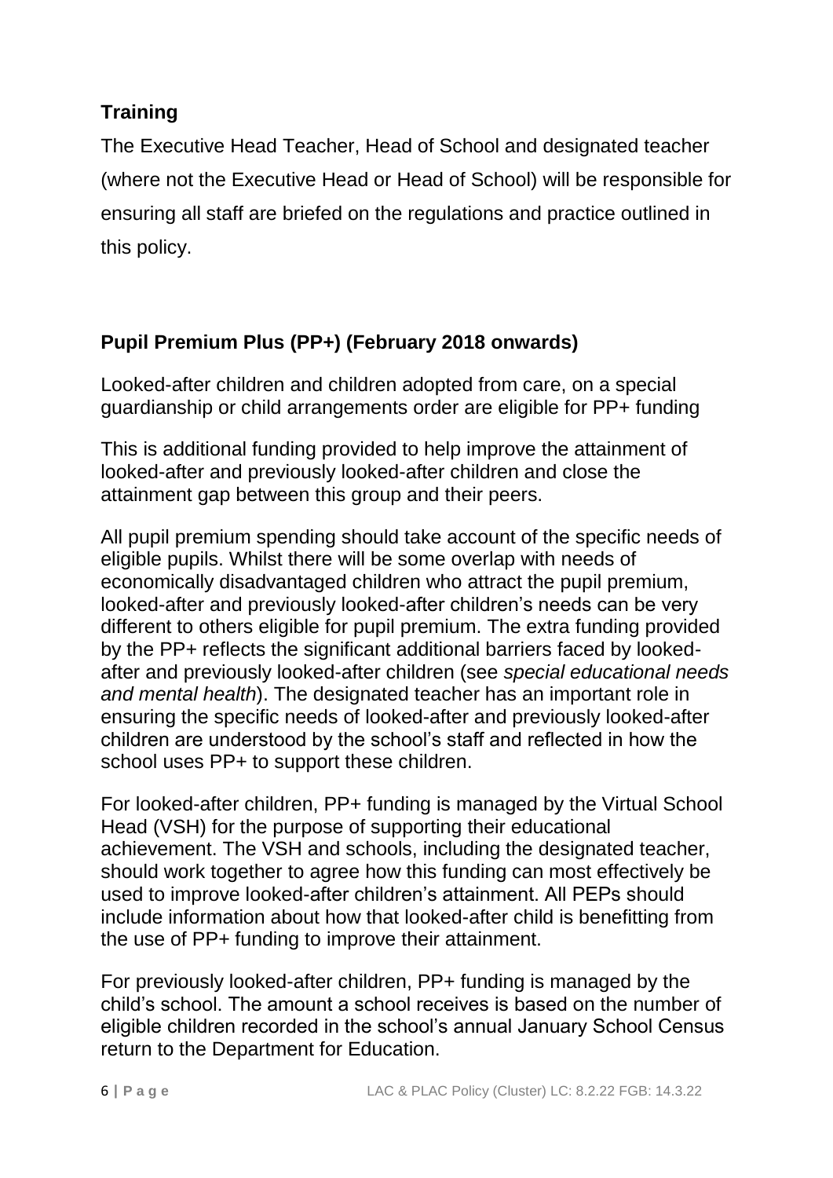## Training

The Executive Head Teacher, Head of School and designated teacher (where not the Executive Head or Head of School) will be responsible for ensuring all staff are briefed on the regulations and practice outlined in this policy.

## Pupil Premium Plus (PP+) (February 2018 onwards)

Looked-after children and children adopted from care, on a special guardianship or child arrangements order are eligible for PP+ funding

This is additional funding provided to help improve the attainment of looked-after and previously looked-after children and close the attainment gap between this group and their peers.

All pupil premium spending should take account of the specific needs of eligible pupils. Whilst there will be some overlap with needs of economically disadvantaged children who attract the pupil premium, looked-after and previously looked-after children's needs can be very different to others eligible for pupil premium. The extra funding provided by the PP+ reflects the significant additional barriers faced by looked-after and previously looked-after children (see *special educational needs and mental health*). The designated teacher has an important role in ensuring the specific needs of looked-after and previously looked-after children are understood by the school's staff and reflected in how the school uses PP+ to support these children.

For looked-after children, PP+ funding is managed by the Virtual School Head (VSH) for the purpose of supporting their educational achievement. The VSH and schools, including the designated teacher, should work together to agree how this funding can most effectively be used to improve looked-after children's attainment. All PEPs should include information about how that looked-after child is benefitting from the use of PP+ funding to improve their attainment.

For previously looked-after children, PP+ funding is managed by the child's school. The amount a school receives is based on the number of eligible children recorded in the school's annual January School Census return to the Department for Education.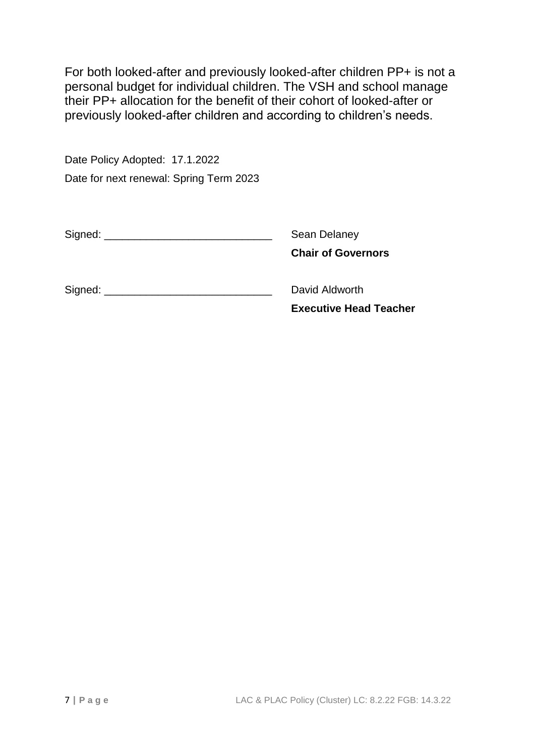For both looked-after and previously looked-after children PP+ is not a personal budget for individual children. The VSH and school manage their PP+ allocation for the benefit of their cohort of looked-after or previously looked-after children and according to children's needs.

Date Policy Adopted: 17.1.2022

Date for next renewal: Spring Term 2023

Signed: ____________________________ Sean Delaney
**Chair of Governors**

Signed: ____________________________ David Aldworth
**Executive Head Teacher**